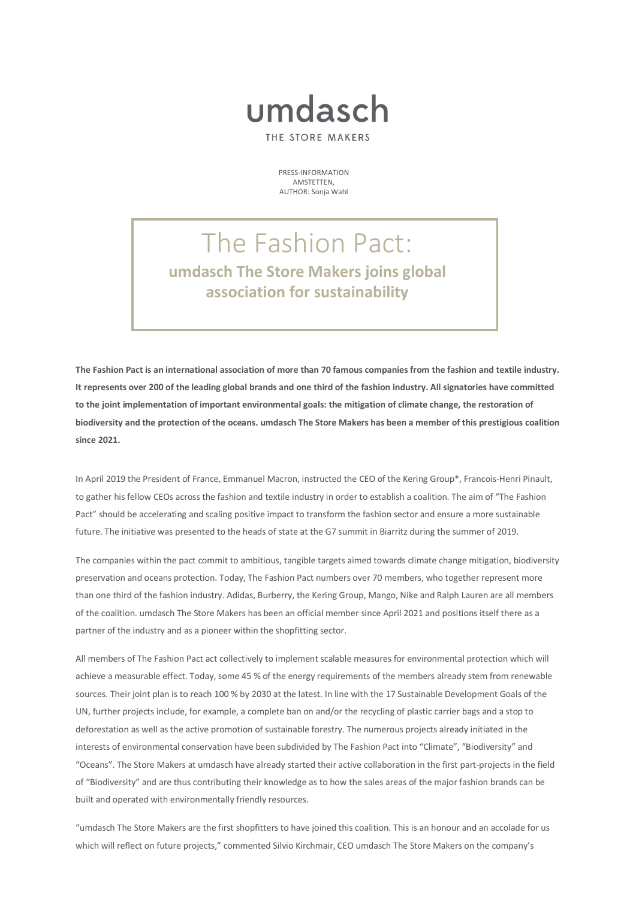umdasch

THE STORE MAKERS

PRESS-INFORMATION
AMSTETTEN,
AUTHOR: Sonja Wahl

# The Fashion Pact:

## umdasch The Store Makers joins global association for sustainability

**The Fashion Pact is an international association of more than 70 famous companies from the fashion and textile industry. It represents over 200 of the leading global brands and one third of the fashion industry. All signatories have committed to the joint implementation of important environmental goals: the mitigation of climate change, the restoration of biodiversity and the protection of the oceans. umdasch The Store Makers has been a member of this prestigious coalition since 2021.**

In April 2019 the President of France, Emmanuel Macron, instructed the CEO of the Kering Group*, Francois-Henri Pinault, to gather his fellow CEOs across the fashion and textile industry in order to establish a coalition. The aim of "The Fashion Pact" should be accelerating and scaling positive impact to transform the fashion sector and ensure a more sustainable future. The initiative was presented to the heads of state at the G7 summit in Biarritz during the summer of 2019.

The companies within the pact commit to ambitious, tangible targets aimed towards climate change mitigation, biodiversity preservation and oceans protection. Today, The Fashion Pact numbers over 70 members, who together represent more than one third of the fashion industry. Adidas, Burberry, the Kering Group, Mango, Nike and Ralph Lauren are all members of the coalition. umdasch The Store Makers has been an official member since April 2021 and positions itself there as a partner of the industry and as a pioneer within the shopfitting sector.

All members of The Fashion Pact act collectively to implement scalable measures for environmental protection which will achieve a measurable effect. Today, some 45 % of the energy requirements of the members already stem from renewable sources. Their joint plan is to reach 100 % by 2030 at the latest. In line with the 17 Sustainable Development Goals of the UN, further projects include, for example, a complete ban on and/or the recycling of plastic carrier bags and a stop to deforestation as well as the active promotion of sustainable forestry. The numerous projects already initiated in the interests of environmental conservation have been subdivided by The Fashion Pact into "Climate", "Biodiversity" and "Oceans". The Store Makers at umdasch have already started their active collaboration in the first part-projects in the field of "Biodiversity" and are thus contributing their knowledge as to how the sales areas of the major fashion brands can be built and operated with environmentally friendly resources.

"umdasch The Store Makers are the first shopfitters to have joined this coalition. This is an honour and an accolade for us which will reflect on future projects," commented Silvio Kirchmair, CEO umdasch The Store Makers on the company's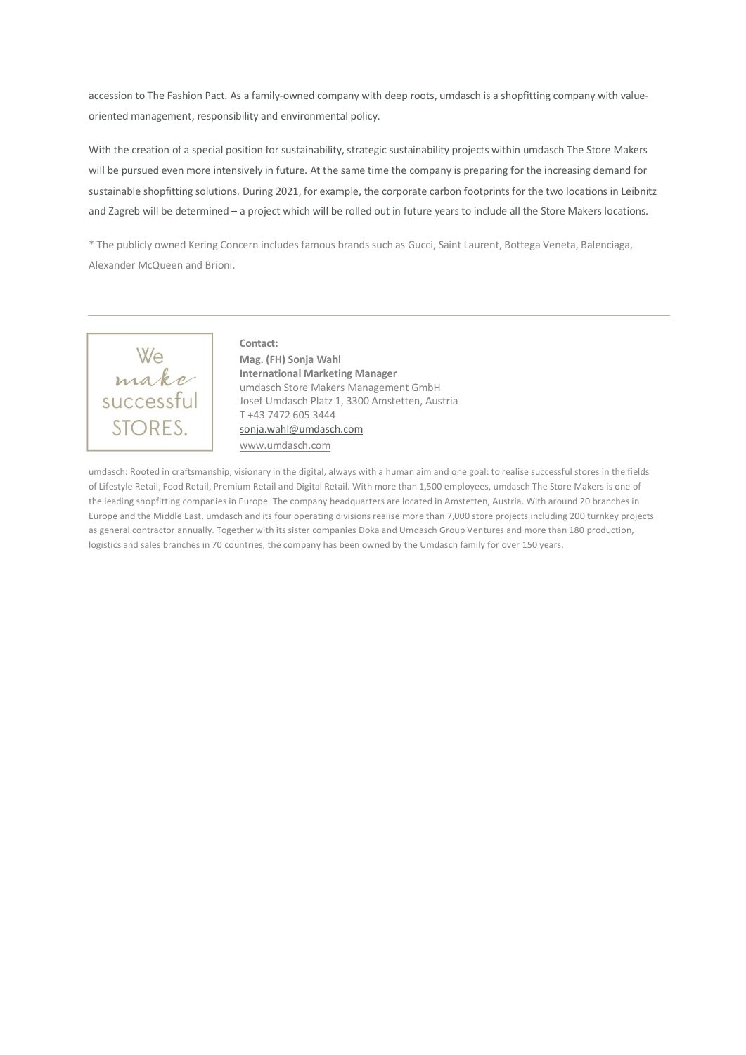accession to The Fashion Pact. As a family-owned company with deep roots, umdasch is a shopfitting company with value-oriented management, responsibility and environmental policy.

With the creation of a special position for sustainability, strategic sustainability projects within umdasch The Store Makers will be pursued even more intensively in future. At the same time the company is preparing for the increasing demand for sustainable shopfitting solutions. During 2021, for example, the corporate carbon footprints for the two locations in Leibnitz and Zagreb will be determined – a project which will be rolled out in future years to include all the Store Makers locations.

* The publicly owned Kering Concern includes famous brands such as Gucci, Saint Laurent, Bottega Veneta, Balenciaga, Alexander McQueen and Brioni.

---

We make successful STORES.

**Contact:**
**Mag. (FH) Sonja Wahl**
**International Marketing Manager**
umdasch Store Makers Management GmbH
Josef Umdasch Platz 1, 3300 Amstetten, Austria
T +43 7472 605 3444
sonja.wahl@umdasch.com
www.umdasch.com

umdasch: Rooted in craftsmanship, visionary in the digital, always with a human aim and one goal: to realise successful stores in the fields of Lifestyle Retail, Food Retail, Premium Retail and Digital Retail. With more than 1,500 employees, umdasch The Store Makers is one of the leading shopfitting companies in Europe. The company headquarters are located in Amstetten, Austria. With around 20 branches in Europe and the Middle East, umdasch and its four operating divisions realise more than 7,000 store projects including 200 turnkey projects as general contractor annually. Together with its sister companies Doka and Umdasch Group Ventures and more than 180 production, logistics and sales branches in 70 countries, the company has been owned by the Umdasch family for over 150 years.